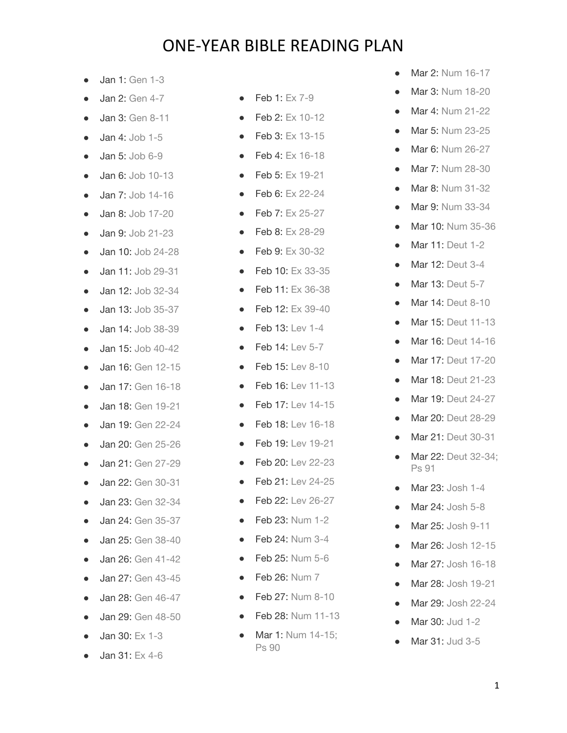# ONE-YEAR BIBLE READING PLAN

- Jan 1: Gen 1-3
- Jan 2: Gen 4-7
- Jan 3: Gen 8-11
- Jan 4: Job 1-5
- Jan 5: Job 6-9
- Jan 6: Job 10-13
- Jan 7: Job 14-16
- Jan 8: Job 17-20
- Jan 9: Job 21-23
- Jan 10: Job 24-28
- Jan 11: Job 29-31
- Jan 12: Job 32-34
- Jan 13: Job 35-37
- Jan 14: Job 38-39
- Jan 15: Job 40-42
- Jan 16: Gen 12-15
- Jan 17: Gen 16-18
- Jan 18: Gen 19-21
- Jan 19: Gen 22-24
- Jan 20: Gen 25-26
- Jan 21: Gen 27-29
- Jan 22: Gen 30-31
- Jan 23: Gen 32-34
- Jan 24: Gen 35-37
- Jan 25: Gen 38-40
- Jan 26: Gen 41-42
- Jan 27: Gen 43-45
- Jan 28: Gen 46-47
- Jan 29: Gen 48-50
- Jan 30: Ex 1-3
- Jan 31: Ex 4-6
- Feb 1: Ex 7-9
- Feb 2: Ex 10-12
- Feb 3: Ex 13-15
- Feb 4: Ex 16-18
- Feb 5: Ex 19-21
- Feb 6: Ex 22-24
- Feb 7: Ex 25-27
- Feb 8: Ex 28-29
- Feb 9: Ex 30-32
- Feb 10: Ex 33-35
- Feb 11: Ex 36-38
- Feb 12: Ex 39-40
- Feb 13: Lev 1-4
- Feb 14: Lev 5-7
- Feb 15: Lev 8-10
- Feb 16: Lev 11-13
- Feb 17: Lev 14-15
- Feb 18: Lev 16-18
- Feb 19: Lev 19-21
- Feb 20: Lev 22-23
- Feb 21: Lev 24-25
- Feb 22: Lev 26-27
- Feb 23: Num 1-2
- Feb 24: Num 3-4
- Feb 25: Num 5-6
- Feb 26: Num 7
- Feb 27: Num 8-10
- Feb 28: Num 11-13
- Mar 1: Num 14-15; Ps 90
- Mar 2: Num 16-17
- Mar 3: Num 18-20
- Mar 4: Num 21-22
- Mar 5: Num 23-25
- Mar 6: Num 26-27
- Mar 7: Num 28-30
- Mar 8: Num 31-32
- Mar 9: Num 33-34
- Mar 10: Num 35-36
- Mar 11: Deut 1-2
- Mar 12: Deut 3-4
- Mar 13: Deut 5-7
- Mar 14: Deut 8-10
- Mar 15: Deut 11-13
- Mar 16: Deut 14-16
- Mar 17: Deut 17-20
- Mar 18: Deut 21-23
- Mar 19: Deut 24-27
- Mar 20: Deut 28-29
- Mar 21: Deut 30-31
- Mar 22: Deut 32-34; Ps 91
- Mar 23: Josh 1-4
- Mar 24: Josh 5-8
- Mar 25: Josh 9-11
- Mar 26: Josh 12-15
- Mar 27: Josh 16-18
- Mar 28: Josh 19-21
- Mar 29: Josh 22-24
- Mar 30: Jud 1-2
- Mar 31: Jud 3-5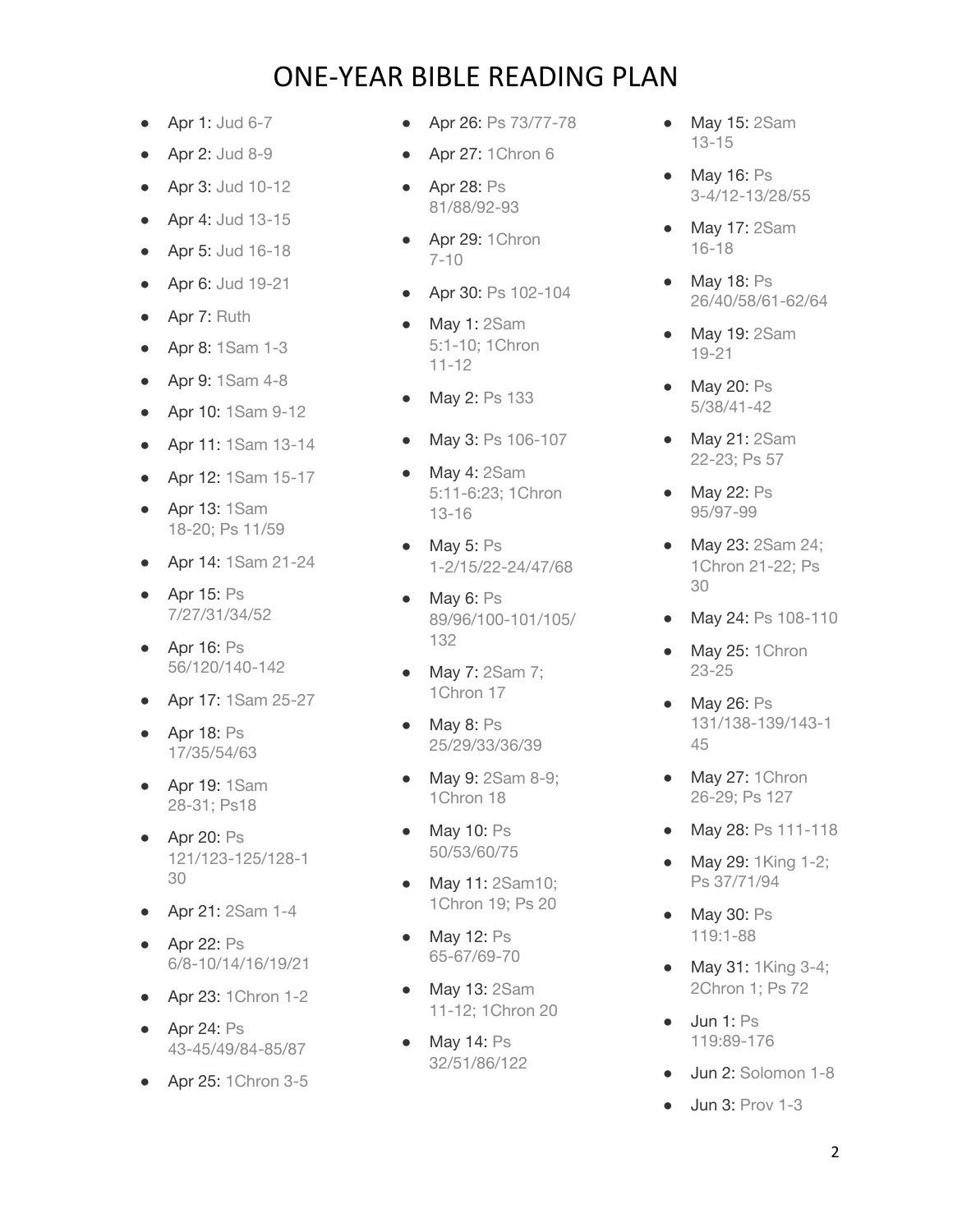# ONE-YEAR BIBLE READING PLAN

- **Apr 1:** Jud 6-7
- **Apr 2:** Jud 8-9
- **Apr 3:** Jud 10-12
- **Apr 4:** Jud 13-15
- **Apr 5:** Jud 16-18
- **Apr 6:** Jud 19-21
- **Apr 7:** Ruth
- **Apr 8:** 1Sam 1-3
- **Apr 9:** 1Sam 4-8
- **Apr 10:** 1Sam 9-12
- **Apr 11:** 1Sam 13-14
- **Apr 12:** 1Sam 15-17
- **Apr 13:** 1Sam 18-20; Ps 11/59
- **Apr 14:** 1Sam 21-24
- **Apr 15:** Ps 7/27/31/34/52
- **Apr 16:** Ps 56/120/140-142
- **Apr 17:** 1Sam 25-27
- **Apr 18:** Ps 17/35/54/63
- **Apr 19:** 1Sam 28-31; Ps18
- **Apr 20:** Ps 121/123-125/128-130
- **Apr 21:** 2Sam 1-4
- **Apr 22:** Ps 6/8-10/14/16/19/21
- **Apr 23:** 1Chron 1-2
- **Apr 24:** Ps 43-45/49/84-85/87
- **Apr 25:** 1Chron 3-5
- **Apr 26:** Ps 73/77-78
- **Apr 27:** 1Chron 6
- **Apr 28:** Ps 81/88/92-93
- **Apr 29:** 1Chron 7-10
- **Apr 30:** Ps 102-104
- **May 1:** 2Sam 5:1-10; 1Chron 11-12
- **May 2:** Ps 133
- **May 3:** Ps 106-107
- **May 4:** 2Sam 5:11-6:23; 1Chron 13-16
- **May 5:** Ps 1-2/15/22-24/47/68
- **May 6:** Ps 89/96/100-101/105/132
- **May 7:** 2Sam 7; 1Chron 17
- **May 8:** Ps 25/29/33/36/39
- **May 9:** 2Sam 8-9; 1Chron 18
- **May 10:** Ps 50/53/60/75
- **May 11:** 2Sam10; 1Chron 19; Ps 20
- **May 12:** Ps 65-67/69-70
- **May 13:** 2Sam 11-12; 1Chron 20
- **May 14:** Ps 32/51/86/122
- **May 15:** 2Sam 13-15
- **May 16:** Ps 3-4/12-13/28/55
- **May 17:** 2Sam 16-18
- **May 18:** Ps 26/40/58/61-62/64
- **May 19:** 2Sam 19-21
- **May 20:** Ps 5/38/41-42
- **May 21:** 2Sam 22-23; Ps 57
- **May 22:** Ps 95/97-99
- **May 23:** 2Sam 24; 1Chron 21-22; Ps 30
- **May 24:** Ps 108-110
- **May 25:** 1Chron 23-25
- **May 26:** Ps 131/138-139/143-145
- **May 27:** 1Chron 26-29; Ps 127
- **May 28:** Ps 111-118
- **May 29:** 1King 1-2; Ps 37/71/94
- **May 30:** Ps 119:1-88
- **May 31:** 1King 3-4; 2Chron 1; Ps 72
- **Jun 1:** Ps 119:89-176
- **Jun 2:** Solomon 1-8
- **Jun 3:** Prov 1-3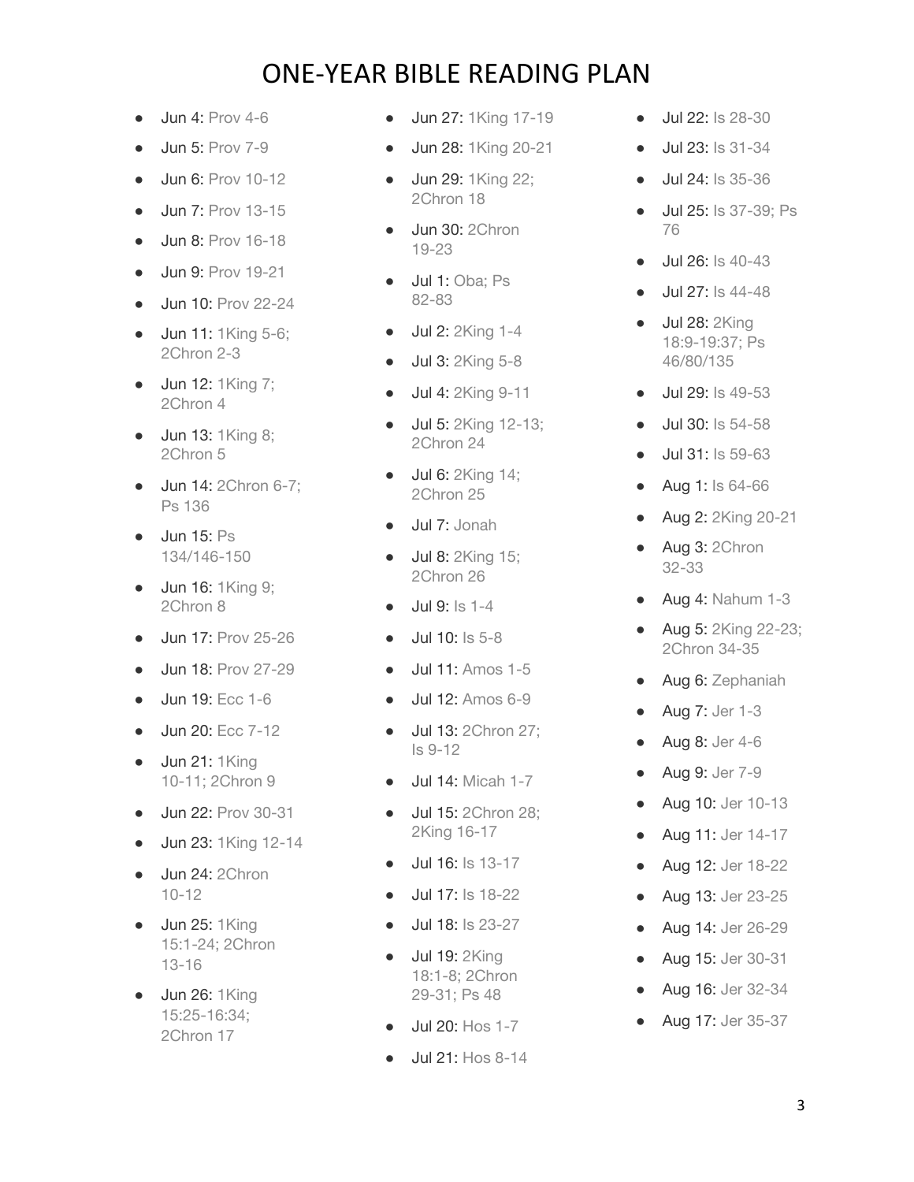# ONE-YEAR BIBLE READING PLAN

- Jun 4: Prov 4-6
- Jun 5: Prov 7-9
- Jun 6: Prov 10-12
- Jun 7: Prov 13-15
- Jun 8: Prov 16-18
- Jun 9: Prov 19-21
- Jun 10: Prov 22-24
- Jun 11: 1King 5-6; 2Chron 2-3
- Jun 12: 1King 7; 2Chron 4
- Jun 13: 1King 8; 2Chron 5
- Jun 14: 2Chron 6-7; Ps 136
- Jun 15: Ps 134/146-150
- Jun 16: 1King 9; 2Chron 8
- Jun 17: Prov 25-26
- Jun 18: Prov 27-29
- Jun 19: Ecc 1-6
- Jun 20: Ecc 7-12
- Jun 21: 1King 10-11; 2Chron 9
- Jun 22: Prov 30-31
- Jun 23: 1King 12-14
- Jun 24: 2Chron 10-12
- Jun 25: 1King 15:1-24; 2Chron 13-16
- Jun 26: 1King 15:25-16:34; 2Chron 17
- Jun 27: 1King 17-19
- Jun 28: 1King 20-21
- Jun 29: 1King 22; 2Chron 18
- Jun 30: 2Chron 19-23
- Jul 1: Oba; Ps 82-83
- Jul 2: 2King 1-4
- Jul 3: 2King 5-8
- Jul 4: 2King 9-11
- Jul 5: 2King 12-13; 2Chron 24
- Jul 6: 2King 14; 2Chron 25
- Jul 7: Jonah
- Jul 8: 2King 15; 2Chron 26
- Jul 9: Is 1-4
- Jul 10: Is 5-8
- Jul 11: Amos 1-5
- Jul 12: Amos 6-9
- Jul 13: 2Chron 27; Is 9-12
- Jul 14: Micah 1-7
- Jul 15: 2Chron 28; 2King 16-17
- Jul 16: Is 13-17
- Jul 17: Is 18-22
- Jul 18: Is 23-27
- Jul 19: 2King 18:1-8; 2Chron 29-31; Ps 48
- Jul 20: Hos 1-7
- Jul 21: Hos 8-14
- Jul 22: Is 28-30
- Jul 23: Is 31-34
- Jul 24: Is 35-36
- Jul 25: Is 37-39; Ps 76
- Jul 26: Is 40-43
- Jul 27: Is 44-48
- Jul 28: 2King 18:9-19:37; Ps 46/80/135
- Jul 29: Is 49-53
- Jul 30: Is 54-58
- Jul 31: Is 59-63
- Aug 1: Is 64-66
- Aug 2: 2King 20-21
- Aug 3: 2Chron 32-33
- Aug 4: Nahum 1-3
- Aug 5: 2King 22-23; 2Chron 34-35
- Aug 6: Zephaniah
- Aug 7: Jer 1-3
- Aug 8: Jer 4-6
- Aug 9: Jer 7-9
- Aug 10: Jer 10-13
- Aug 11: Jer 14-17
- Aug 12: Jer 18-22
- Aug 13: Jer 23-25
- Aug 14: Jer 26-29
- Aug 15: Jer 30-31
- Aug 16: Jer 32-34
- Aug 17: Jer 35-37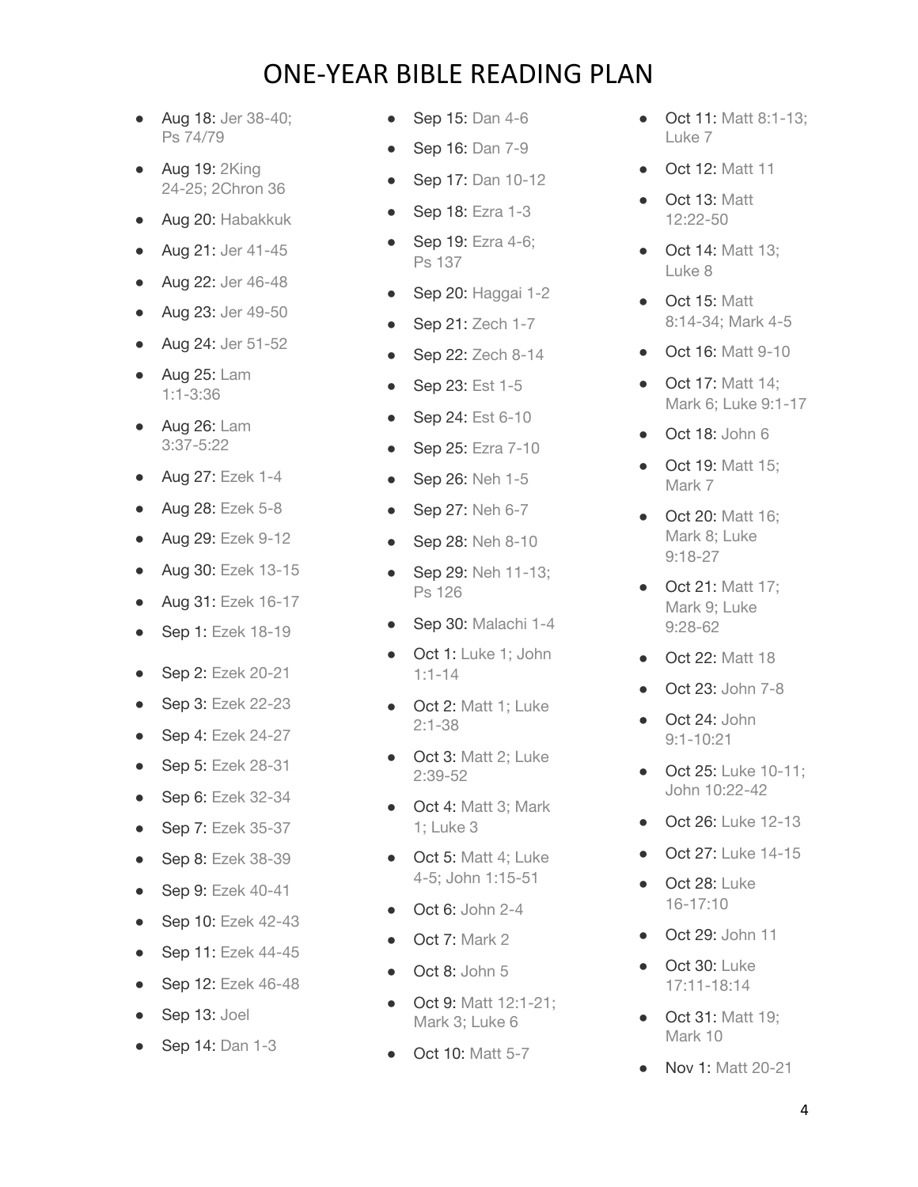# ONE-YEAR BIBLE READING PLAN

- Aug 18: Jer 38-40; Ps 74/79
- Aug 19: 2King 24-25; 2Chron 36
- Aug 20: Habakkuk
- Aug 21: Jer 41-45
- Aug 22: Jer 46-48
- Aug 23: Jer 49-50
- Aug 24: Jer 51-52
- Aug 25: Lam 1:1-3:36
- Aug 26: Lam 3:37-5:22
- Aug 27: Ezek 1-4
- Aug 28: Ezek 5-8
- Aug 29: Ezek 9-12
- Aug 30: Ezek 13-15
- Aug 31: Ezek 16-17
- Sep 1: Ezek 18-19
- Sep 2: Ezek 20-21
- Sep 3: Ezek 22-23
- Sep 4: Ezek 24-27
- Sep 5: Ezek 28-31
- Sep 6: Ezek 32-34
- Sep 7: Ezek 35-37
- Sep 8: Ezek 38-39
- Sep 9: Ezek 40-41
- Sep 10: Ezek 42-43
- Sep 11: Ezek 44-45
- Sep 12: Ezek 46-48
- Sep 13: Joel
- Sep 14: Dan 1-3
- Sep 15: Dan 4-6
- Sep 16: Dan 7-9
- Sep 17: Dan 10-12
- Sep 18: Ezra 1-3
- Sep 19: Ezra 4-6; Ps 137
- Sep 20: Haggai 1-2
- Sep 21: Zech 1-7
- Sep 22: Zech 8-14
- Sep 23: Est 1-5
- Sep 24: Est 6-10
- Sep 25: Ezra 7-10
- Sep 26: Neh 1-5
- Sep 27: Neh 6-7
- Sep 28: Neh 8-10
- Sep 29: Neh 11-13; Ps 126
- Sep 30: Malachi 1-4
- Oct 1: Luke 1; John 1:1-14
- Oct 2: Matt 1; Luke 2:1-38
- Oct 3: Matt 2; Luke 2:39-52
- Oct 4: Matt 3; Mark 1; Luke 3
- Oct 5: Matt 4; Luke 4-5; John 1:15-51
- Oct 6: John 2-4
- Oct 7: Mark 2
- Oct 8: John 5
- Oct 9: Matt 12:1-21; Mark 3; Luke 6
- Oct 10: Matt 5-7
- Oct 11: Matt 8:1-13; Luke 7
- Oct 12: Matt 11
- Oct 13: Matt 12:22-50
- Oct 14: Matt 13; Luke 8
- Oct 15: Matt 8:14-34; Mark 4-5
- Oct 16: Matt 9-10
- Oct 17: Matt 14; Mark 6; Luke 9:1-17
- Oct 18: John 6
- Oct 19: Matt 15; Mark 7
- Oct 20: Matt 16; Mark 8; Luke 9:18-27
- Oct 21: Matt 17; Mark 9; Luke 9:28-62
- Oct 22: Matt 18
- Oct 23: John 7-8
- Oct 24: John 9:1-10:21
- Oct 25: Luke 10-11; John 10:22-42
- Oct 26: Luke 12-13
- Oct 27: Luke 14-15
- Oct 28: Luke 16-17:10
- Oct 29: John 11
- Oct 30: Luke 17:11-18:14
- Oct 31: Matt 19; Mark 10
- Nov 1: Matt 20-21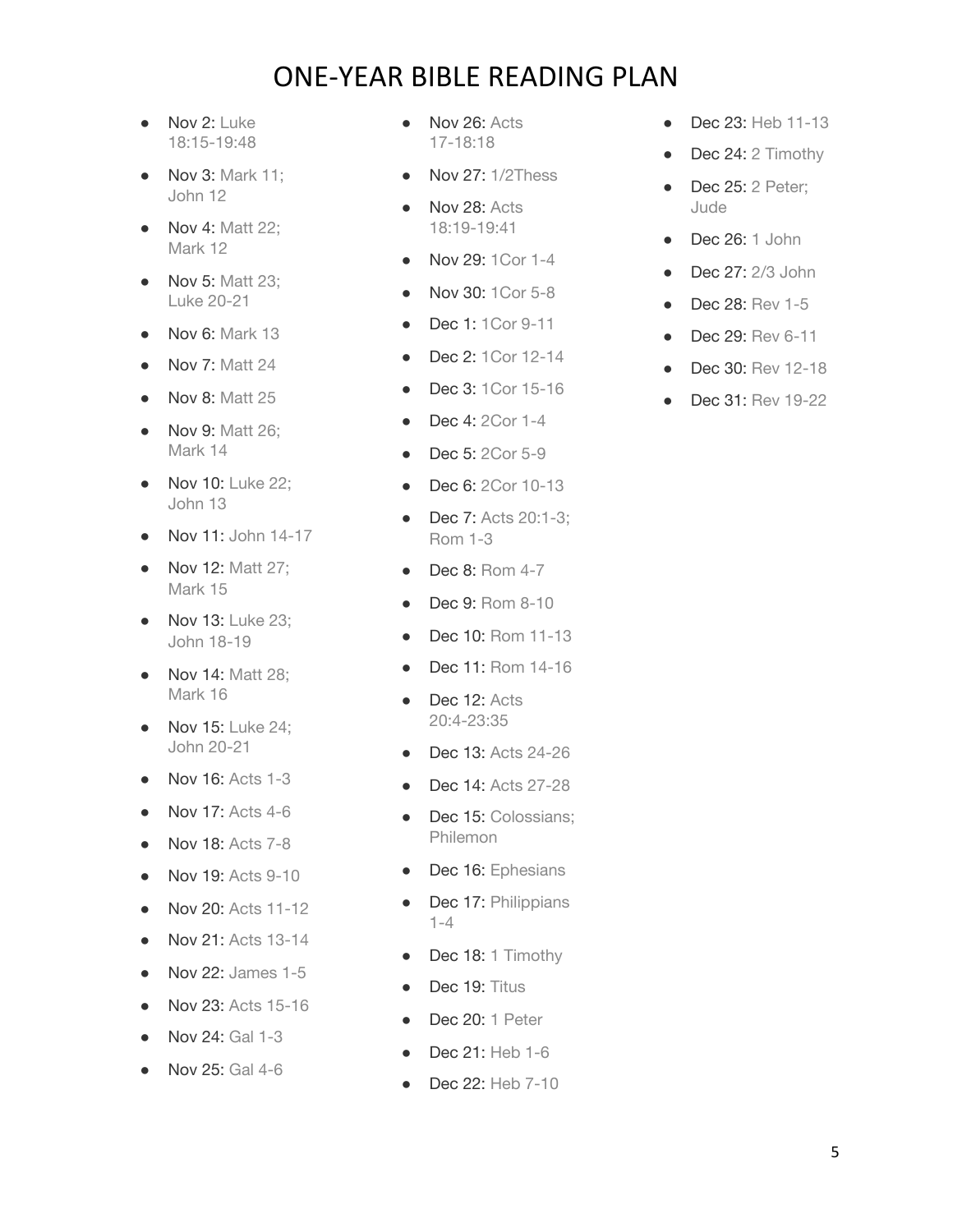# ONE-YEAR BIBLE READING PLAN

- Nov 2: Luke 18:15-19:48
- Nov 3: Mark 11; John 12
- Nov 4: Matt 22; Mark 12
- Nov 5: Matt 23; Luke 20-21
- Nov 6: Mark 13
- Nov 7: Matt 24
- Nov 8: Matt 25
- Nov 9: Matt 26; Mark 14
- Nov 10: Luke 22; John 13
- Nov 11: John 14-17
- Nov 12: Matt 27; Mark 15
- Nov 13: Luke 23; John 18-19
- Nov 14: Matt 28; Mark 16
- Nov 15: Luke 24; John 20-21
- Nov 16: Acts 1-3
- Nov 17: Acts 4-6
- Nov 18: Acts 7-8
- Nov 19: Acts 9-10
- Nov 20: Acts 11-12
- Nov 21: Acts 13-14
- Nov 22: James 1-5
- Nov 23: Acts 15-16
- Nov 24: Gal 1-3
- Nov 25: Gal 4-6
- Nov 26: Acts 17-18:18
- Nov 27: 1/2Thess
- Nov 28: Acts 18:19-19:41
- Nov 29: 1Cor 1-4
- Nov 30: 1Cor 5-8
- Dec 1: 1Cor 9-11
- Dec 2: 1Cor 12-14
- Dec 3: 1Cor 15-16
- Dec 4: 2Cor 1-4
- Dec 5: 2Cor 5-9
- Dec 6: 2Cor 10-13
- Dec 7: Acts 20:1-3; Rom 1-3
- Dec 8: Rom 4-7
- Dec 9: Rom 8-10
- Dec 10: Rom 11-13
- Dec 11: Rom 14-16
- Dec 12: Acts 20:4-23:35
- Dec 13: Acts 24-26
- Dec 14: Acts 27-28
- Dec 15: Colossians; Philemon
- Dec 16: Ephesians
- Dec 17: Philippians 1-4
- Dec 18: 1 Timothy
- Dec 19: Titus
- Dec 20: 1 Peter
- Dec 21: Heb 1-6
- Dec 22: Heb 7-10
- Dec 23: Heb 11-13
- Dec 24: 2 Timothy
- Dec 25: 2 Peter; Jude
- Dec 26: 1 John
- Dec 27: 2/3 John
- Dec 28: Rev 1-5
- Dec 29: Rev 6-11
- Dec 30: Rev 12-18
- Dec 31: Rev 19-22